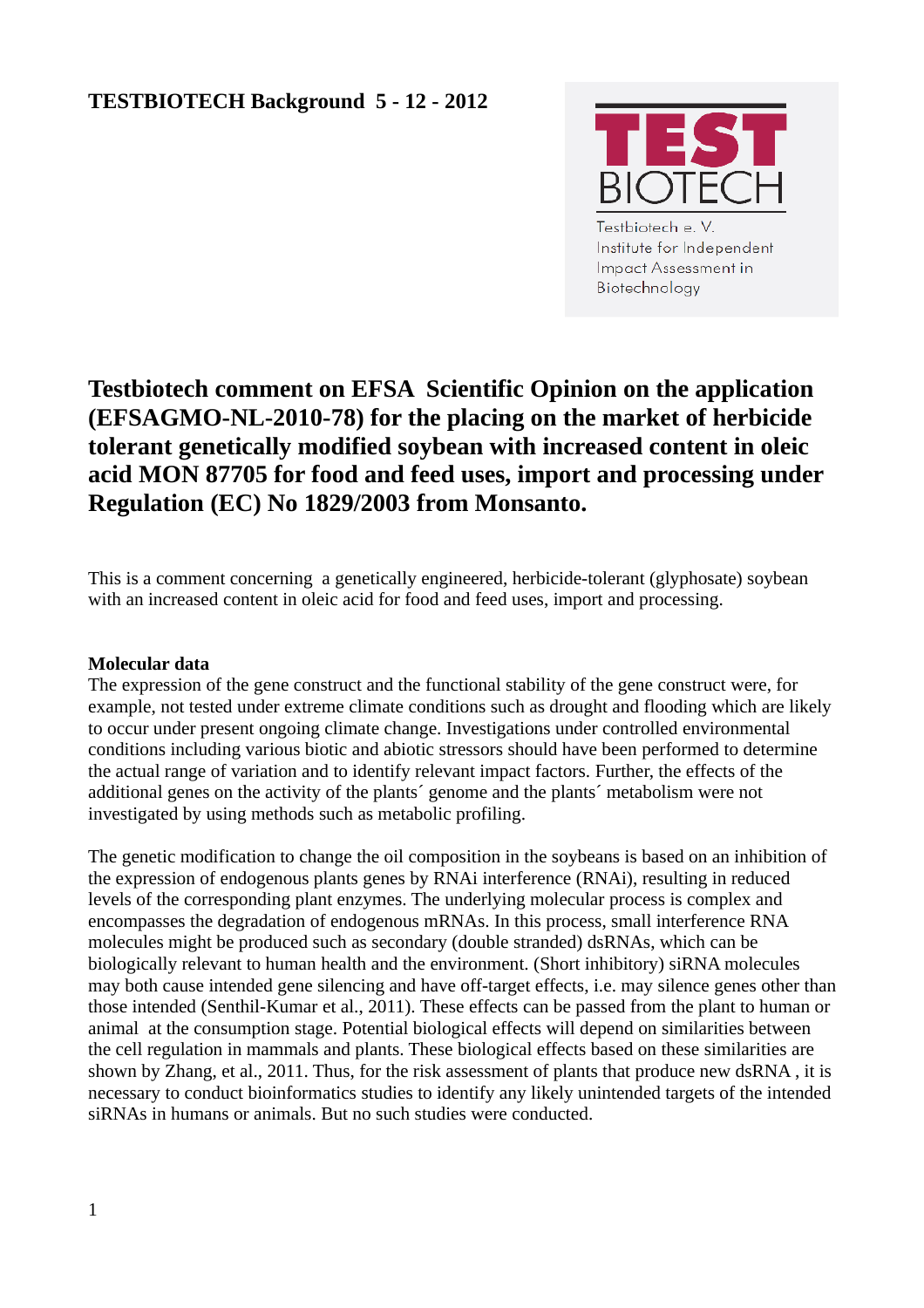**TESTBIOTECH Background 5 - 12 - 2012**

TEST BIOTECH

Testbiotech e. V.
Institute for Independent Impact Assessment in Biotechnology

# Testbiotech comment on EFSA Scientific Opinion on the application (EFSAGMO-NL-2010-78) for the placing on the market of herbicide tolerant genetically modified soybean with increased content in oleic acid MON 87705 for food and feed uses, import and processing under Regulation (EC) No 1829/2003 from Monsanto.

This is a comment concerning a genetically engineered, herbicide-tolerant (glyphosate) soybean with an increased content in oleic acid for food and feed uses, import and processing.

**Molecular data**

The expression of the gene construct and the functional stability of the gene construct were, for example, not tested under extreme climate conditions such as drought and flooding which are likely to occur under present ongoing climate change. Investigations under controlled environmental conditions including various biotic and abiotic stressors should have been performed to determine the actual range of variation and to identify relevant impact factors. Further, the effects of the additional genes on the activity of the plants´ genome and the plants´ metabolism were not investigated by using methods such as metabolic profiling.

The genetic modification to change the oil composition in the soybeans is based on an inhibition of the expression of endogenous plants genes by RNAi interference (RNAi), resulting in reduced levels of the corresponding plant enzymes. The underlying molecular process is complex and encompasses the degradation of endogenous mRNAs. In this process, small interference RNA molecules might be produced such as secondary (double stranded) dsRNAs, which can be biologically relevant to human health and the environment. (Short inhibitory) siRNA molecules may both cause intended gene silencing and have off-target effects, i.e. may silence genes other than those intended (Senthil-Kumar et al., 2011). These effects can be passed from the plant to human or animal at the consumption stage. Potential biological effects will depend on similarities between the cell regulation in mammals and plants. These biological effects based on these similarities are shown by Zhang, et al., 2011. Thus, for the risk assessment of plants that produce new dsRNA , it is necessary to conduct bioinformatics studies to identify any likely unintended targets of the intended siRNAs in humans or animals. But no such studies were conducted.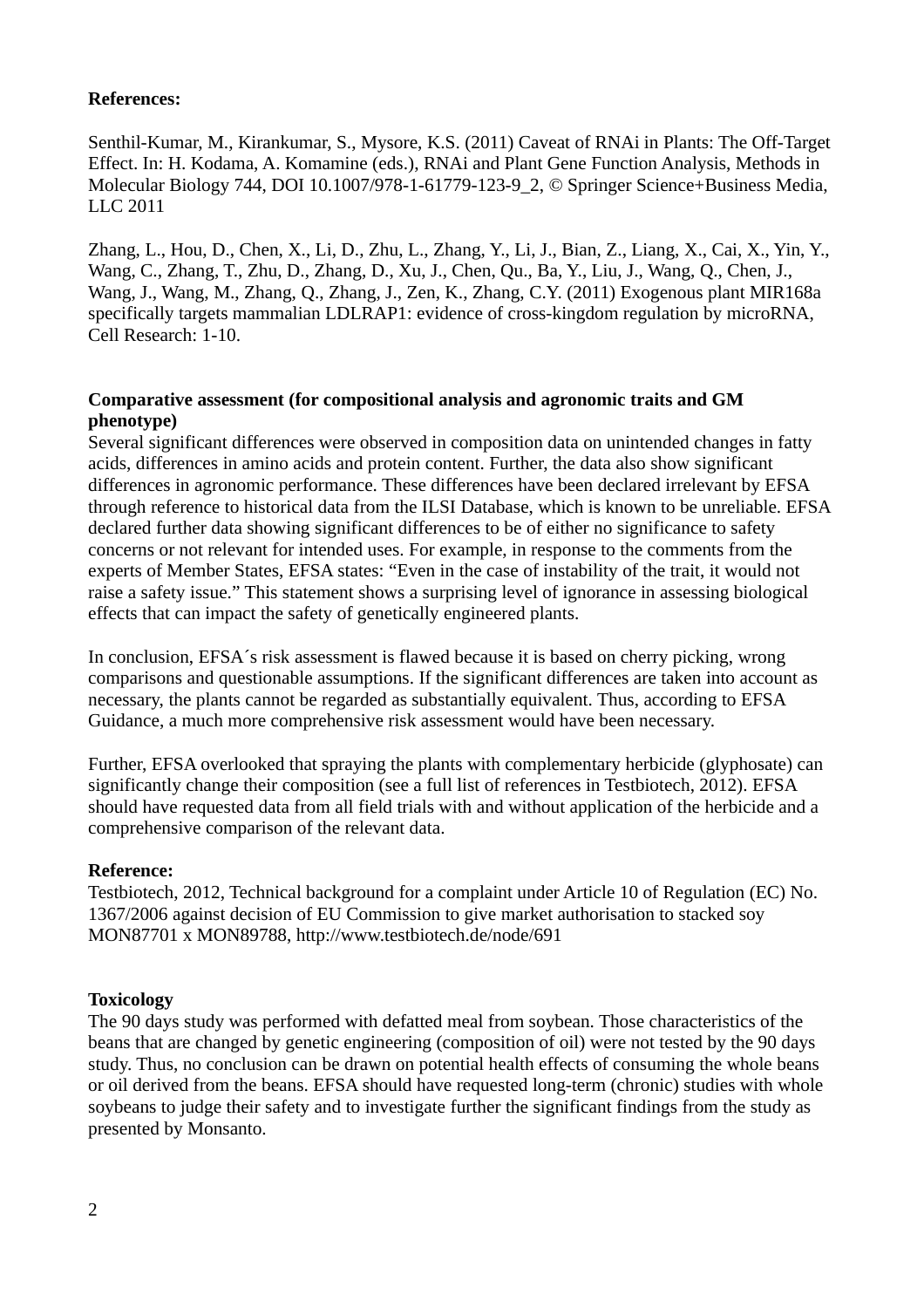**References:**

Senthil-Kumar, M., Kirankumar, S., Mysore, K.S. (2011) Caveat of RNAi in Plants: The Off-Target Effect. In: H. Kodama, A. Komamine (eds.), RNAi and Plant Gene Function Analysis, Methods in Molecular Biology 744, DOI 10.1007/978-1-61779-123-9_2, © Springer Science+Business Media, LLC 2011

Zhang, L., Hou, D., Chen, X., Li, D., Zhu, L., Zhang, Y., Li, J., Bian, Z., Liang, X., Cai, X., Yin, Y., Wang, C., Zhang, T., Zhu, D., Zhang, D., Xu, J., Chen, Qu., Ba, Y., Liu, J., Wang, Q., Chen, J., Wang, J., Wang, M., Zhang, Q., Zhang, J., Zen, K., Zhang, C.Y. (2011) Exogenous plant MIR168a specifically targets mammalian LDLRAP1: evidence of cross-kingdom regulation by microRNA, Cell Research: 1-10.

**Comparative assessment (for compositional analysis and agronomic traits and GM phenotype)**

Several significant differences were observed in composition data on unintended changes in fatty acids, differences in amino acids and protein content. Further, the data also show significant differences in agronomic performance. These differences have been declared irrelevant by EFSA through reference to historical data from the ILSI Database, which is known to be unreliable. EFSA declared further data showing significant differences to be of either no significance to safety concerns or not relevant for intended uses. For example, in response to the comments from the experts of Member States, EFSA states: "Even in the case of instability of the trait, it would not raise a safety issue." This statement shows a surprising level of ignorance in assessing biological effects that can impact the safety of genetically engineered plants.

In conclusion, EFSA´s risk assessment is flawed because it is based on cherry picking, wrong comparisons and questionable assumptions. If the significant differences are taken into account as necessary, the plants cannot be regarded as substantially equivalent. Thus, according to EFSA Guidance, a much more comprehensive risk assessment would have been necessary.

Further, EFSA overlooked that spraying the plants with complementary herbicide (glyphosate) can significantly change their composition (see a full list of references in Testbiotech, 2012). EFSA should have requested data from all field trials with and without application of the herbicide and a comprehensive comparison of the relevant data.

**Reference:**

Testbiotech, 2012, Technical background for a complaint under Article 10 of Regulation (EC) No. 1367/2006 against decision of EU Commission to give market authorisation to stacked soy MON87701 x MON89788, http://www.testbiotech.de/node/691

**Toxicology**

The 90 days study was performed with defatted meal from soybean. Those characteristics of the beans that are changed by genetic engineering (composition of oil) were not tested by the 90 days study. Thus, no conclusion can be drawn on potential health effects of consuming the whole beans or oil derived from the beans. EFSA should have requested long-term (chronic) studies with whole soybeans to judge their safety and to investigate further the significant findings from the study as presented by Monsanto.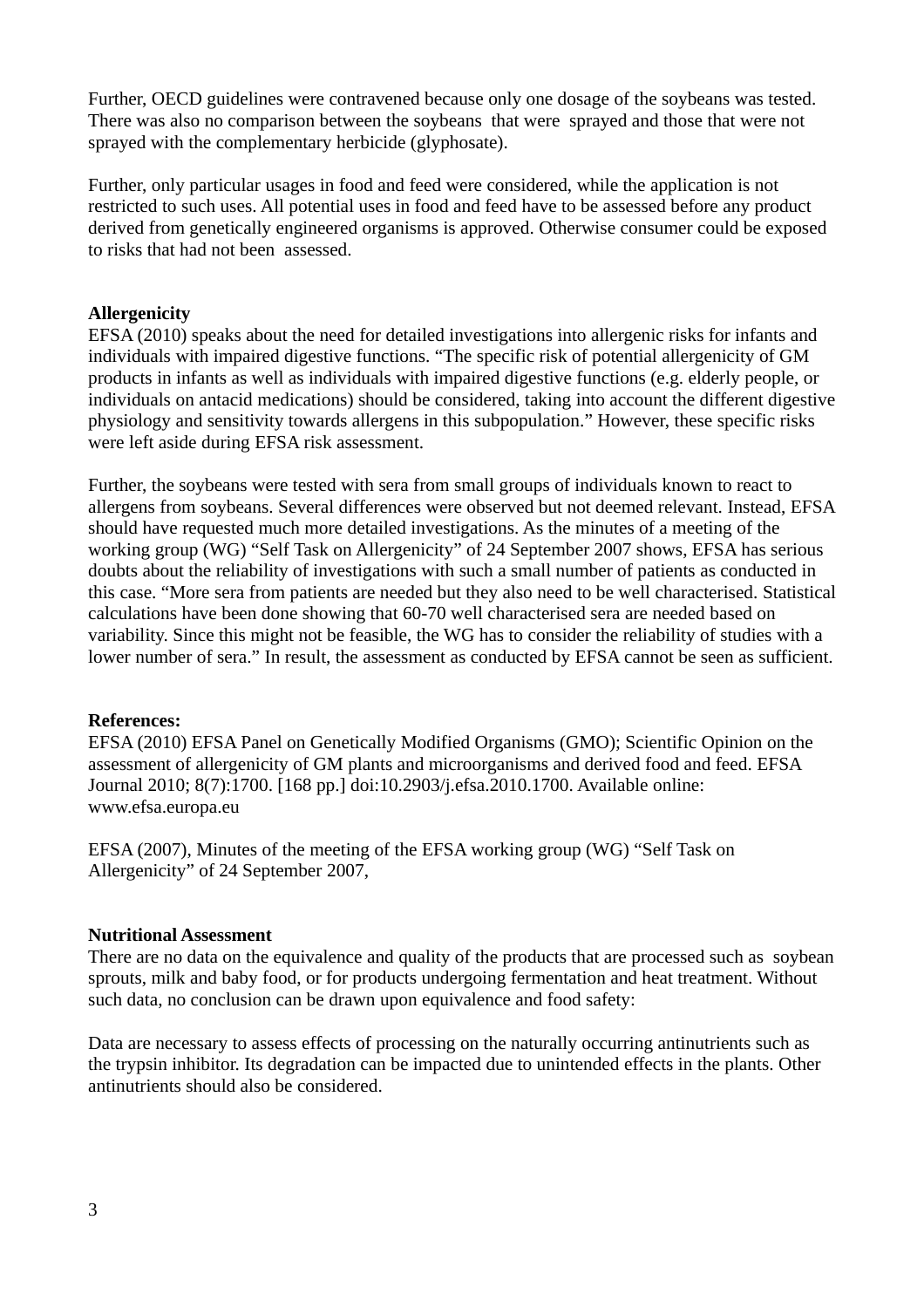Further, OECD guidelines were contravened because only one dosage of the soybeans was tested. There was also no comparison between the soybeans that were sprayed and those that were not sprayed with the complementary herbicide (glyphosate).

Further, only particular usages in food and feed were considered, while the application is not restricted to such uses. All potential uses in food and feed have to be assessed before any product derived from genetically engineered organisms is approved. Otherwise consumer could be exposed to risks that had not been assessed.

**Allergenicity**

EFSA (2010) speaks about the need for detailed investigations into allergenic risks for infants and individuals with impaired digestive functions. "The specific risk of potential allergenicity of GM products in infants as well as individuals with impaired digestive functions (e.g. elderly people, or individuals on antacid medications) should be considered, taking into account the different digestive physiology and sensitivity towards allergens in this subpopulation." However, these specific risks were left aside during EFSA risk assessment.

Further, the soybeans were tested with sera from small groups of individuals known to react to allergens from soybeans. Several differences were observed but not deemed relevant. Instead, EFSA should have requested much more detailed investigations. As the minutes of a meeting of the working group (WG) "Self Task on Allergenicity" of 24 September 2007 shows, EFSA has serious doubts about the reliability of investigations with such a small number of patients as conducted in this case. "More sera from patients are needed but they also need to be well characterised. Statistical calculations have been done showing that 60-70 well characterised sera are needed based on variability. Since this might not be feasible, the WG has to consider the reliability of studies with a lower number of sera." In result, the assessment as conducted by EFSA cannot be seen as sufficient.

**References:**

EFSA (2010) EFSA Panel on Genetically Modified Organisms (GMO); Scientific Opinion on the assessment of allergenicity of GM plants and microorganisms and derived food and feed. EFSA Journal 2010; 8(7):1700. [168 pp.] doi:10.2903/j.efsa.2010.1700. Available online: www.efsa.europa.eu

EFSA (2007), Minutes of the meeting of the EFSA working group (WG) "Self Task on Allergenicity" of 24 September 2007,

**Nutritional Assessment**

There are no data on the equivalence and quality of the products that are processed such as soybean sprouts, milk and baby food, or for products undergoing fermentation and heat treatment. Without such data, no conclusion can be drawn upon equivalence and food safety:

Data are necessary to assess effects of processing on the naturally occurring antinutrients such as the trypsin inhibitor. Its degradation can be impacted due to unintended effects in the plants. Other antinutrients should also be considered.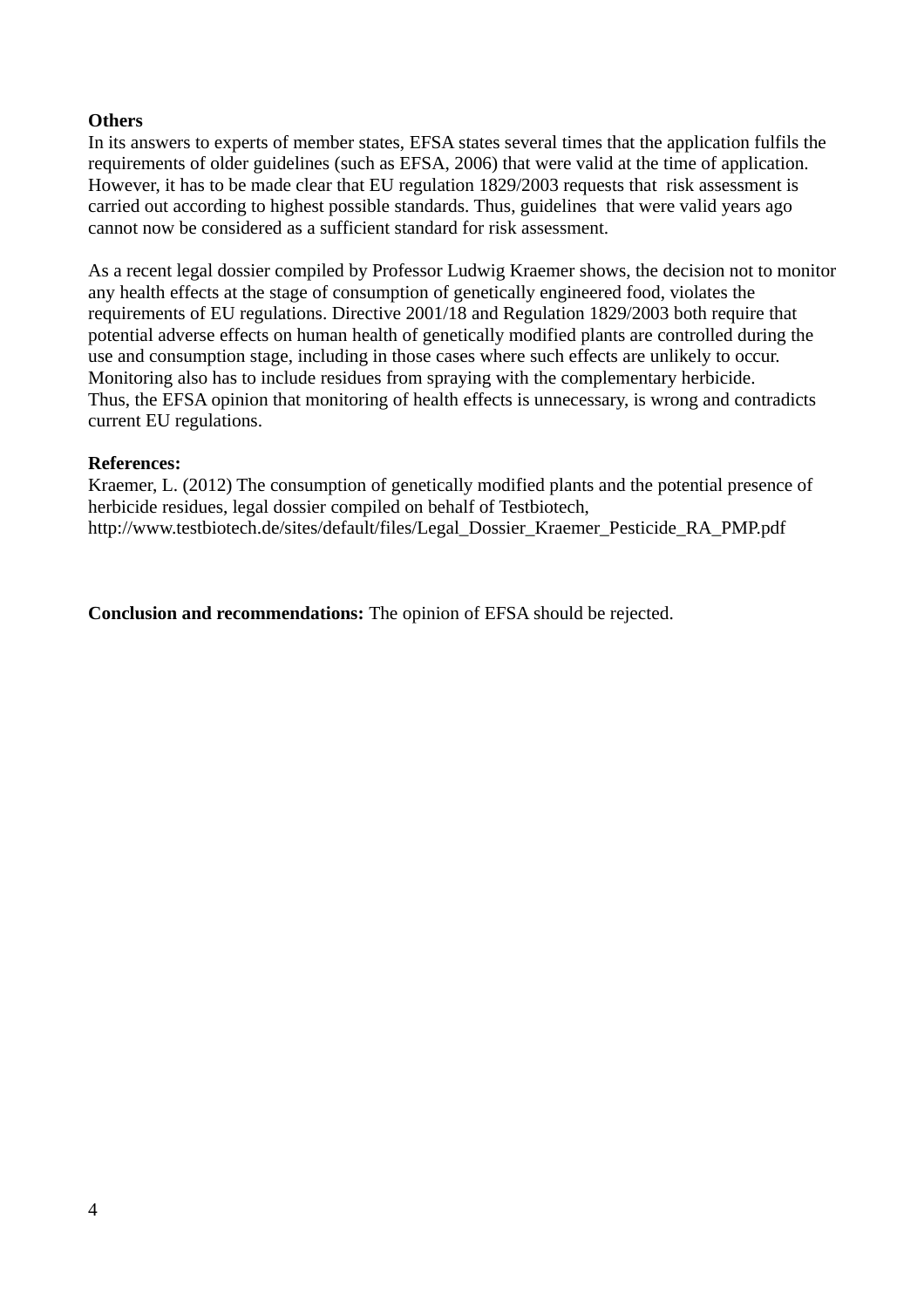**Others**

In its answers to experts of member states, EFSA states several times that the application fulfils the requirements of older guidelines (such as EFSA, 2006) that were valid at the time of application. However, it has to be made clear that EU regulation 1829/2003 requests that risk assessment is carried out according to highest possible standards. Thus, guidelines that were valid years ago cannot now be considered as a sufficient standard for risk assessment.

As a recent legal dossier compiled by Professor Ludwig Kraemer shows, the decision not to monitor any health effects at the stage of consumption of genetically engineered food, violates the requirements of EU regulations. Directive 2001/18 and Regulation 1829/2003 both require that potential adverse effects on human health of genetically modified plants are controlled during the use and consumption stage, including in those cases where such effects are unlikely to occur. Monitoring also has to include residues from spraying with the complementary herbicide.
Thus, the EFSA opinion that monitoring of health effects is unnecessary, is wrong and contradicts current EU regulations.

**References:**

Kraemer, L. (2012) The consumption of genetically modified plants and the potential presence of herbicide residues, legal dossier compiled on behalf of Testbiotech, http://www.testbiotech.de/sites/default/files/Legal_Dossier_Kraemer_Pesticide_RA_PMP.pdf

**Conclusion and recommendations:** The opinion of EFSA should be rejected.